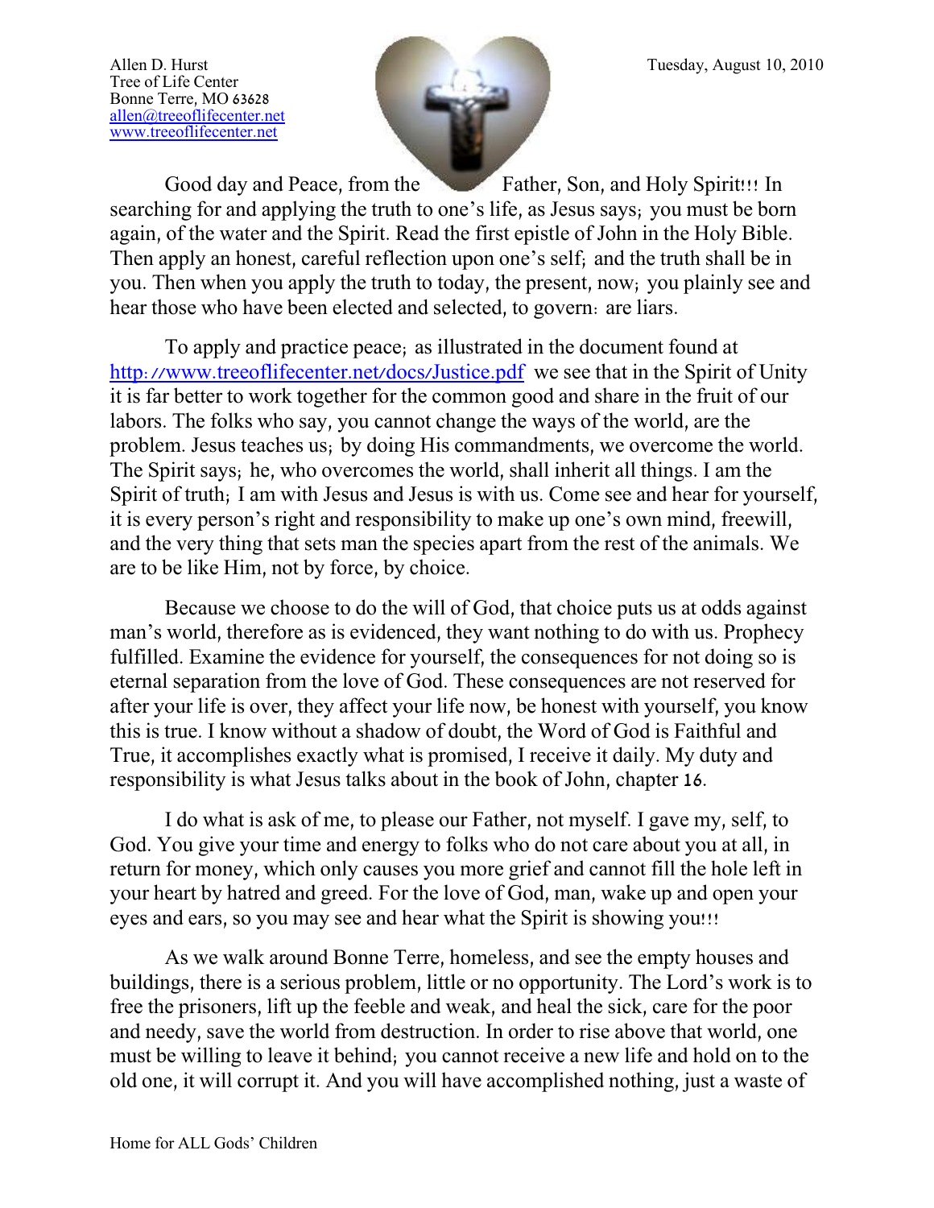Allen D. Hurst
Tree of Life Center
Bonne Terre, MO 63628
allen@treeoflifecenter.net
www.treeoflifecenter.net

Tuesday, August 10, 2010

Good day and Peace, from the Father, Son, and Holy Spirit!!! In searching for and applying the truth to one's life, as Jesus says; you must be born again, of the water and the Spirit. Read the first epistle of John in the Holy Bible. Then apply an honest, careful reflection upon one's self; and the truth shall be in you. Then when you apply the truth to today, the present, now; you plainly see and hear those who have been elected and selected, to govern: are liars.

To apply and practice peace; as illustrated in the document found at http://www.treeoflifecenter.net/docs/Justice.pdf we see that in the Spirit of Unity it is far better to work together for the common good and share in the fruit of our labors. The folks who say, you cannot change the ways of the world, are the problem. Jesus teaches us; by doing His commandments, we overcome the world. The Spirit says; he, who overcomes the world, shall inherit all things. I am the Spirit of truth; I am with Jesus and Jesus is with us. Come see and hear for yourself, it is every person's right and responsibility to make up one's own mind, freewill, and the very thing that sets man the species apart from the rest of the animals. We are to be like Him, not by force, by choice.

Because we choose to do the will of God, that choice puts us at odds against man's world, therefore as is evidenced, they want nothing to do with us. Prophecy fulfilled. Examine the evidence for yourself, the consequences for not doing so is eternal separation from the love of God. These consequences are not reserved for after your life is over, they affect your life now, be honest with yourself, you know this is true. I know without a shadow of doubt, the Word of God is Faithful and True, it accomplishes exactly what is promised, I receive it daily. My duty and responsibility is what Jesus talks about in the book of John, chapter 16.

I do what is ask of me, to please our Father, not myself. I gave my, self, to God. You give your time and energy to folks who do not care about you at all, in return for money, which only causes you more grief and cannot fill the hole left in your heart by hatred and greed. For the love of God, man, wake up and open your eyes and ears, so you may see and hear what the Spirit is showing you!!!

As we walk around Bonne Terre, homeless, and see the empty houses and buildings, there is a serious problem, little or no opportunity. The Lord's work is to free the prisoners, lift up the feeble and weak, and heal the sick, care for the poor and needy, save the world from destruction. In order to rise above that world, one must be willing to leave it behind; you cannot receive a new life and hold on to the old one, it will corrupt it. And you will have accomplished nothing, just a waste of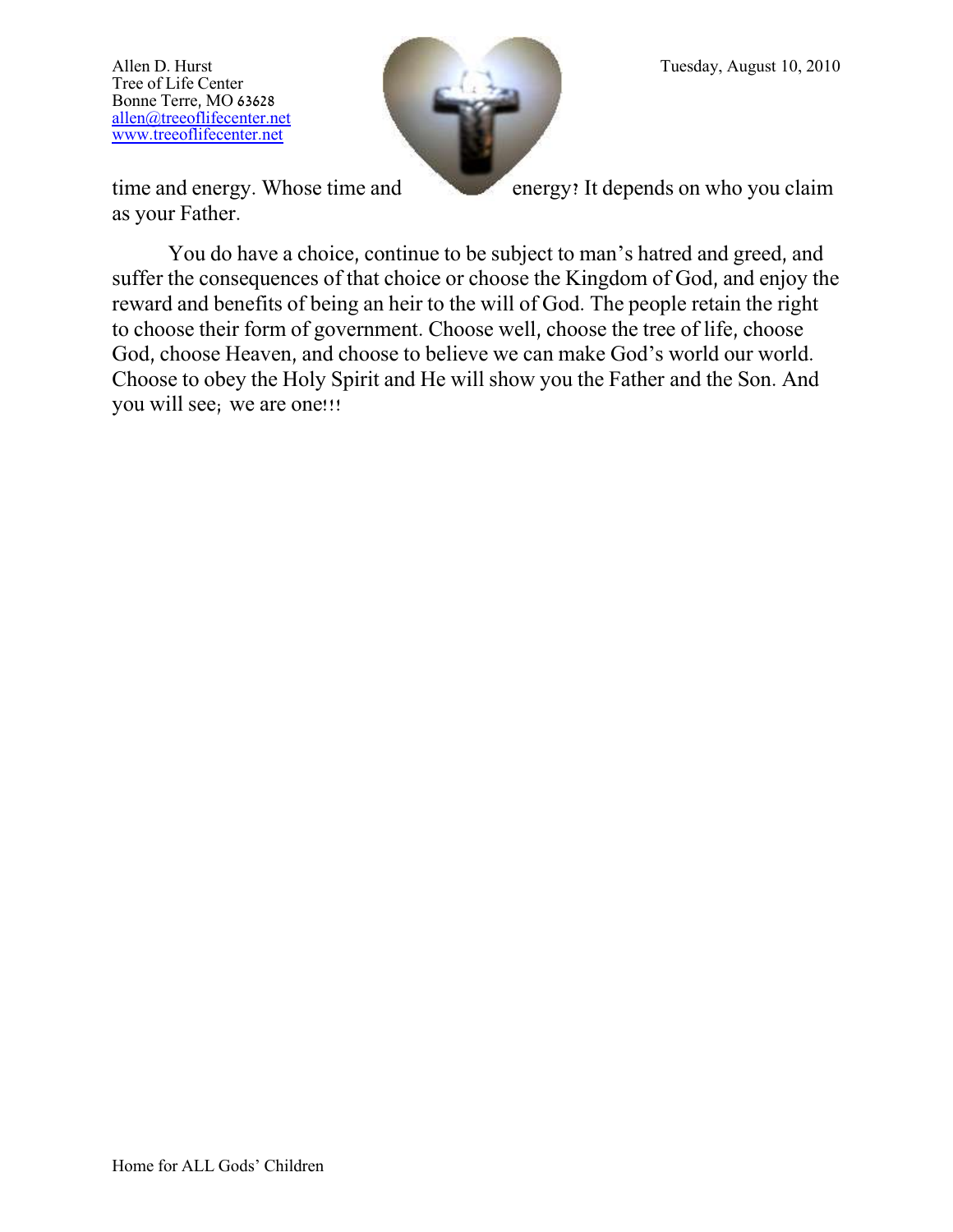Allen D. Hurst
Tree of Life Center
Bonne Terre, MO 63628
allen@treeoflifecenter.net
www.treeoflifecenter.net

Tuesday, August 10, 2010

time and energy. Whose time and energy? It depends on who you claim as your Father.

You do have a choice, continue to be subject to man's hatred and greed, and suffer the consequences of that choice or choose the Kingdom of God, and enjoy the reward and benefits of being an heir to the will of God. The people retain the right to choose their form of government. Choose well, choose the tree of life, choose God, choose Heaven, and choose to believe we can make God's world our world. Choose to obey the Holy Spirit and He will show you the Father and the Son. And you will see; we are one!!!

Home for ALL Gods' Children